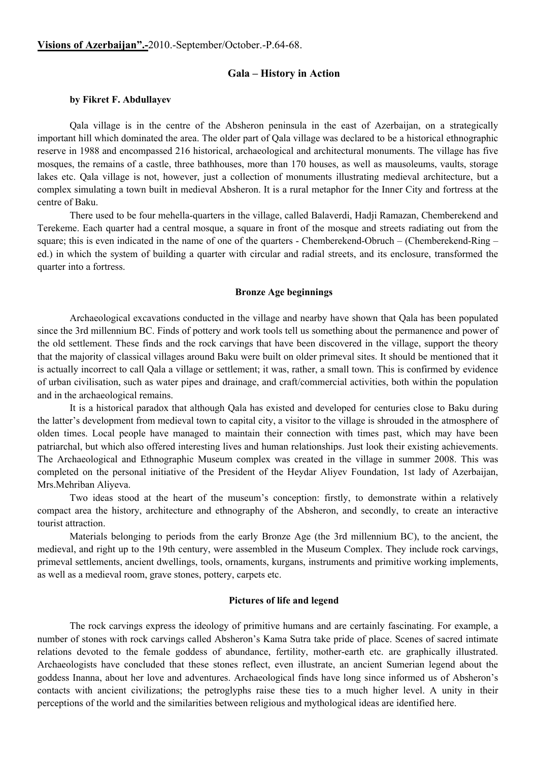**Visions of Azerbaijan".-**2010.-September/October.-P.64-68.

# Gala – History in Action

**by Fikret F. Abdullayev**

Qala village is in the centre of the Absheron peninsula in the east of Azerbaijan, on a strategically important hill which dominated the area. The older part of Qala village was declared to be a historical ethnographic reserve in 1988 and encompassed 216 historical, archaeological and architectural monuments. The village has five mosques, the remains of a castle, three bathhouses, more than 170 houses, as well as mausoleums, vaults, storage lakes etc. Qala village is not, however, just a collection of monuments illustrating medieval architecture, but a complex simulating a town built in medieval Absheron. It is a rural metaphor for the Inner City and fortress at the centre of Baku.

There used to be four mehella-quarters in the village, called Balaverdi, Hadji Ramazan, Chemberekend and Terekeme. Each quarter had a central mosque, a square in front of the mosque and streets radiating out from the square; this is even indicated in the name of one of the quarters - Chemberekend-Obruch – (Chemberekend-Ring – ed.) in which the system of building a quarter with circular and radial streets, and its enclosure, transformed the quarter into a fortress.

## Bronze Age beginnings

Archaeological excavations conducted in the village and nearby have shown that Qala has been populated since the 3rd millennium BC. Finds of pottery and work tools tell us something about the permanence and power of the old settlement. These finds and the rock carvings that have been discovered in the village, support the theory that the majority of classical villages around Baku were built on older primeval sites. It should be mentioned that it is actually incorrect to call Qala a village or settlement; it was, rather, a small town. This is confirmed by evidence of urban civilisation, such as water pipes and drainage, and craft/commercial activities, both within the population and in the archaeological remains.

It is a historical paradox that although Qala has existed and developed for centuries close to Baku during the latter's development from medieval town to capital city, a visitor to the village is shrouded in the atmosphere of olden times. Local people have managed to maintain their connection with times past, which may have been patriarchal, but which also offered interesting lives and human relationships. Just look their existing achievements. The Archaeological and Ethnographic Museum complex was created in the village in summer 2008. This was completed on the personal initiative of the President of the Heydar Aliyev Foundation, 1st lady of Azerbaijan, Mrs.Mehriban Aliyeva.

Two ideas stood at the heart of the museum's conception: firstly, to demonstrate within a relatively compact area the history, architecture and ethnography of the Absheron, and secondly, to create an interactive tourist attraction.

Materials belonging to periods from the early Bronze Age (the 3rd millennium BC), to the ancient, the medieval, and right up to the 19th century, were assembled in the Museum Complex. They include rock carvings, primeval settlements, ancient dwellings, tools, ornaments, kurgans, instruments and primitive working implements, as well as a medieval room, grave stones, pottery, carpets etc.

## Pictures of life and legend

The rock carvings express the ideology of primitive humans and are certainly fascinating. For example, a number of stones with rock carvings called Absheron's Kama Sutra take pride of place. Scenes of sacred intimate relations devoted to the female goddess of abundance, fertility, mother-earth etc. are graphically illustrated. Archaeologists have concluded that these stones reflect, even illustrate, an ancient Sumerian legend about the goddess Inanna, about her love and adventures. Archaeological finds have long since informed us of Absheron's contacts with ancient civilizations; the petroglyphs raise these ties to a much higher level. A unity in their perceptions of the world and the similarities between religious and mythological ideas are identified here.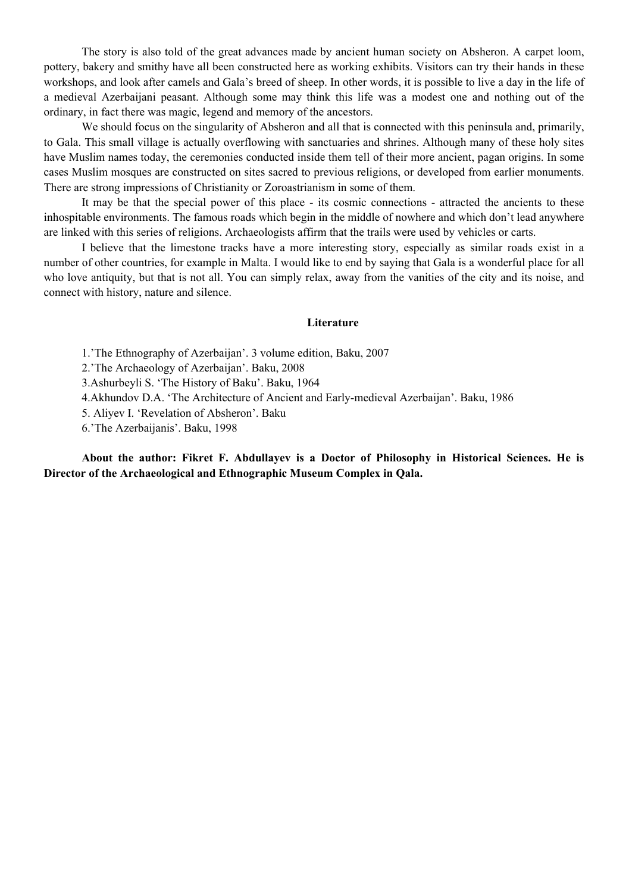The story is also told of the great advances made by ancient human society on Absheron. A carpet loom, pottery, bakery and smithy have all been constructed here as working exhibits. Visitors can try their hands in these workshops, and look after camels and Gala's breed of sheep. In other words, it is possible to live a day in the life of a medieval Azerbaijani peasant. Although some may think this life was a modest one and nothing out of the ordinary, in fact there was magic, legend and memory of the ancestors.

We should focus on the singularity of Absheron and all that is connected with this peninsula and, primarily, to Gala. This small village is actually overflowing with sanctuaries and shrines. Although many of these holy sites have Muslim names today, the ceremonies conducted inside them tell of their more ancient, pagan origins. In some cases Muslim mosques are constructed on sites sacred to previous religions, or developed from earlier monuments. There are strong impressions of Christianity or Zoroastrianism in some of them.

It may be that the special power of this place - its cosmic connections - attracted the ancients to these inhospitable environments. The famous roads which begin in the middle of nowhere and which don't lead anywhere are linked with this series of religions. Archaeologists affirm that the trails were used by vehicles or carts.

I believe that the limestone tracks have a more interesting story, especially as similar roads exist in a number of other countries, for example in Malta. I would like to end by saying that Gala is a wonderful place for all who love antiquity, but that is not all. You can simply relax, away from the vanities of the city and its noise, and connect with history, nature and silence.

**Literature**

1.'The Ethnography of Azerbaijan'. 3 volume edition, Baku, 2007
2.'The Archaeology of Azerbaijan'. Baku, 2008
3.Ashurbeyli S. 'The History of Baku'. Baku, 1964
4.Akhundov D.A. 'The Architecture of Ancient and Early-medieval Azerbaijan'. Baku, 1986
5. Aliyev I. 'Revelation of Absheron'. Baku
6.'The Azerbaijanis'. Baku, 1998

**About the author: Fikret F. Abdullayev is a Doctor of Philosophy in Historical Sciences. He is Director of the Archaeological and Ethnographic Museum Complex in Qala.**